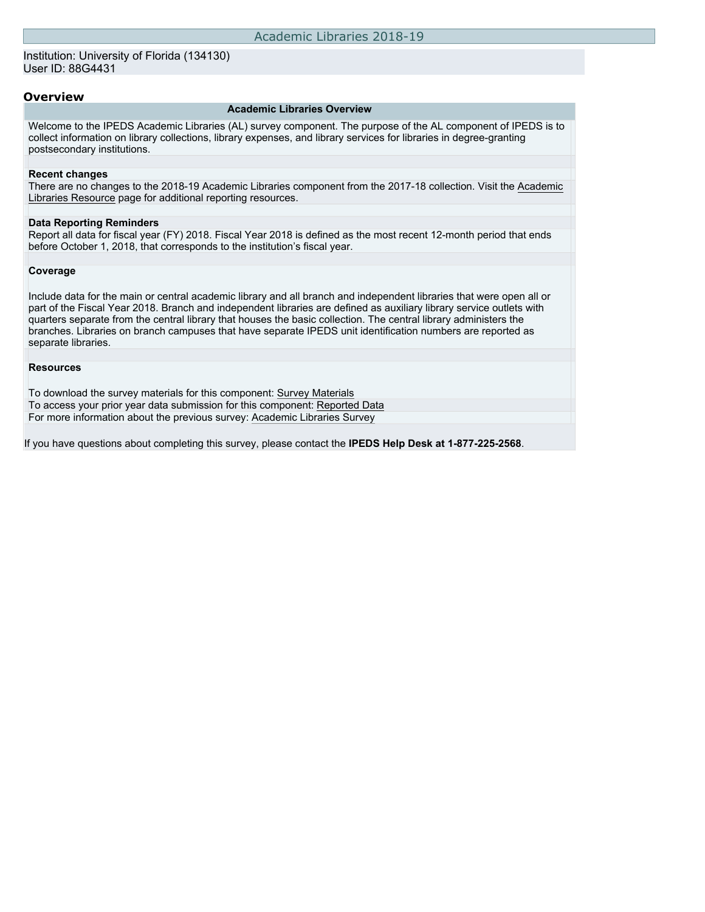# Academic Libraries 2018-19

Institution: University of Florida (134130)
User ID: 88G4431

## Overview

### Academic Libraries Overview

Welcome to the IPEDS Academic Libraries (AL) survey component. The purpose of the AL component of IPEDS is to collect information on library collections, library expenses, and library services for libraries in degree-granting postsecondary institutions.

**Recent changes**

There are no changes to the 2018-19 Academic Libraries component from the 2017-18 collection. Visit the Academic Libraries Resource page for additional reporting resources.

**Data Reporting Reminders**

Report all data for fiscal year (FY) 2018. Fiscal Year 2018 is defined as the most recent 12-month period that ends before October 1, 2018, that corresponds to the institution's fiscal year.

**Coverage**

Include data for the main or central academic library and all branch and independent libraries that were open all or part of the Fiscal Year 2018. Branch and independent libraries are defined as auxiliary library service outlets with quarters separate from the central library that houses the basic collection. The central library administers the branches. Libraries on branch campuses that have separate IPEDS unit identification numbers are reported as separate libraries.

**Resources**

To download the survey materials for this component: Survey Materials
To access your prior year data submission for this component: Reported Data
For more information about the previous survey: Academic Libraries Survey

If you have questions about completing this survey, please contact the **IPEDS Help Desk at 1-877-225-2568**.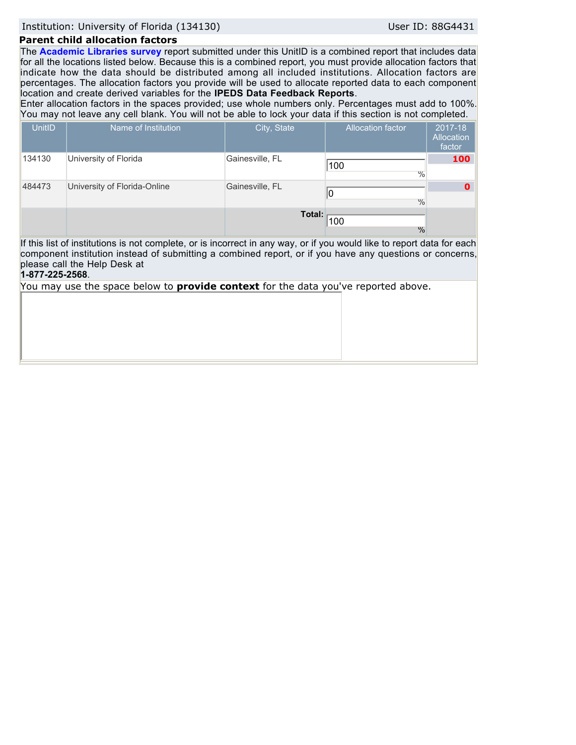Institution: University of Florida (134130) User ID: 88G4431

## Parent child allocation factors

The **Academic Libraries survey** report submitted under this UnitID is a combined report that includes data for all the locations listed below. Because this is a combined report, you must provide allocation factors that indicate how the data should be distributed among all included institutions. Allocation factors are percentages. The allocation factors you provide will be used to allocate reported data to each component location and create derived variables for the **IPEDS Data Feedback Reports**.

Enter allocation factors in the spaces provided; use whole numbers only. Percentages must add to 100%. You may not leave any cell blank. You will not be able to lock your data if this section is not completed.

| UnitID | Name of Institution | City, State | Allocation factor | 2017-18 Allocation factor |
|---|---|---|---|---|
| 134130 | University of Florida | Gainesville, FL | 100 % | 100 |
| 484473 | University of Florida-Online | Gainesville, FL | 0 % | 0 |
| | | **Total:** | 100 % | |

If this list of institutions is not complete, or is incorrect in any way, or if you would like to report data for each component institution instead of submitting a combined report, or if you have any questions or concerns, please call the Help Desk at **1-877-225-2568**.

You may use the space below to **provide context** for the data you've reported above.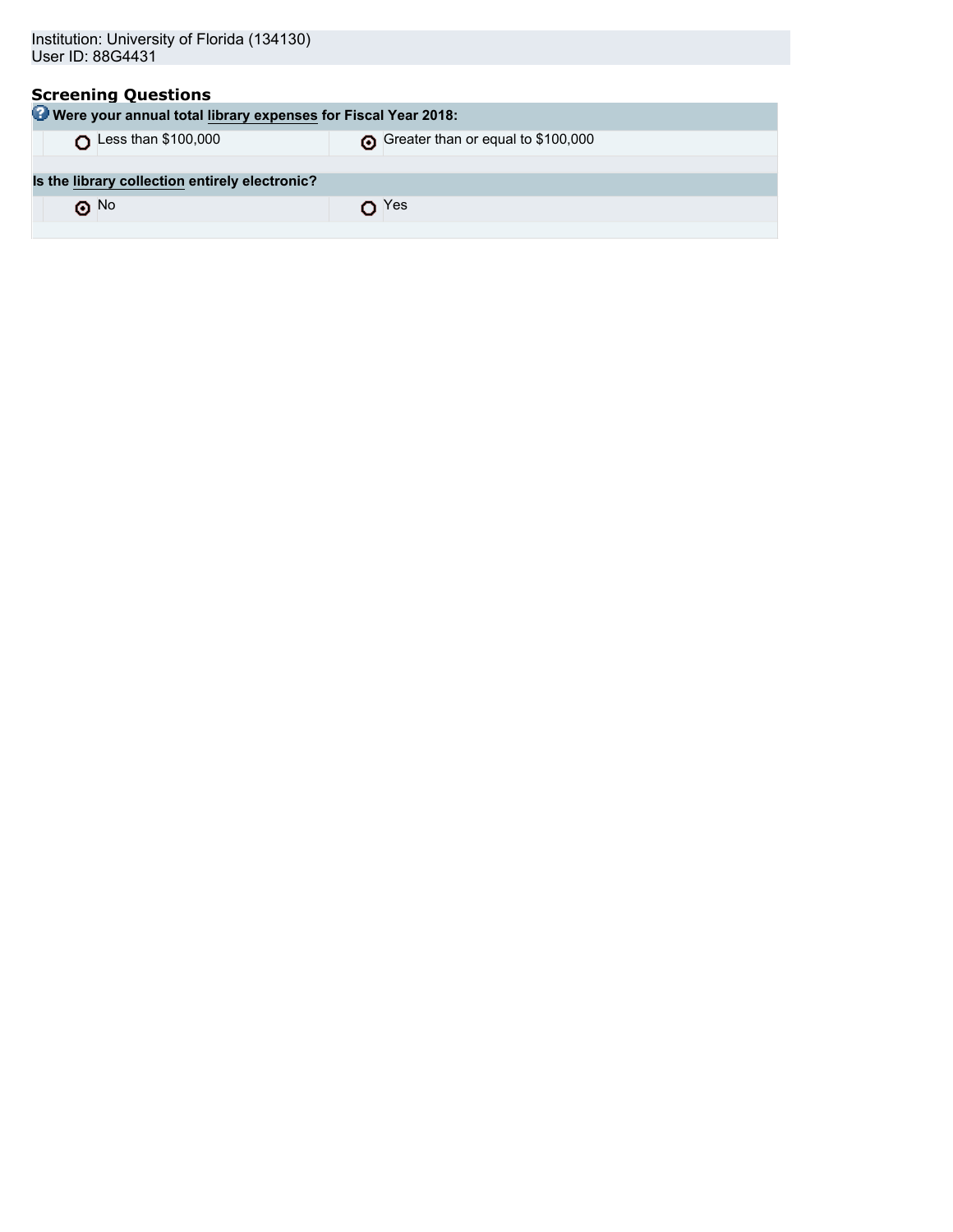Institution: University of Florida (134130)
User ID: 88G4431

## Screening Questions

**Were your annual total library expenses for Fiscal Year 2018:**

| | |
|---|---|
| ○ Less than $100,000 | ⊙ Greater than or equal to $100,000 |

**Is the library collection entirely electronic?**

| | |
|---|---|
| ⊙ No | ○ Yes |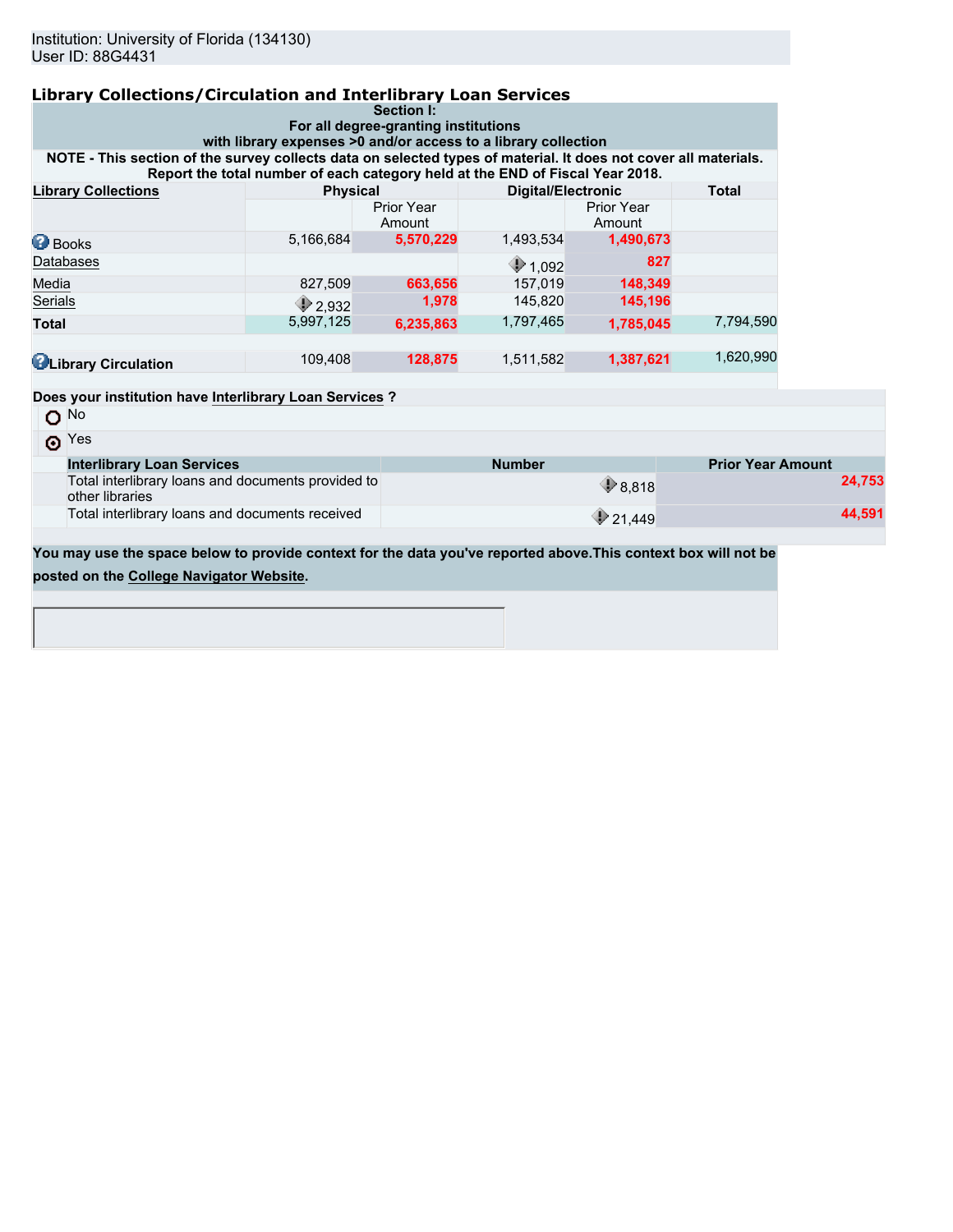Institution: University of Florida (134130)
User ID: 88G4431

## Library Collections/Circulation and Interlibrary Loan Services

**Section I:**
**For all degree-granting institutions**
**with library expenses >0 and/or access to a library collection**

**NOTE - This section of the survey collects data on selected types of material. It does not cover all materials. Report the total number of each category held at the END of Fiscal Year 2018.**

| Library Collections | Physical | | Digital/Electronic | | Total |
|---|---|---|---|---|---|
| | | Prior Year Amount | | Prior Year Amount | |
| Books | 5,166,684 | **5,570,229** | 1,493,534 | **1,490,673** | |
| Databases | | | 1,092 | **827** | |
| Media | 827,509 | **663,656** | 157,019 | **148,349** | |
| Serials | 2,932 | **1,978** | 145,820 | **145,196** | |
| **Total** | 5,997,125 | **6,235,863** | 1,797,465 | **1,785,045** | 7,794,590 |
| **Library Circulation** | 109,408 | **128,875** | 1,511,582 | **1,387,621** | 1,620,990 |

**Does your institution have Interlibrary Loan Services ?**

- ○ No
- ◉ Yes

| Interlibrary Loan Services | Number | Prior Year Amount |
|---|---|---|
| Total interlibrary loans and documents provided to other libraries | 8,818 | **24,753** |
| Total interlibrary loans and documents received | 21,449 | **44,591** |

**You may use the space below to provide context for the data you've reported above. This context box will not be posted on the College Navigator Website.**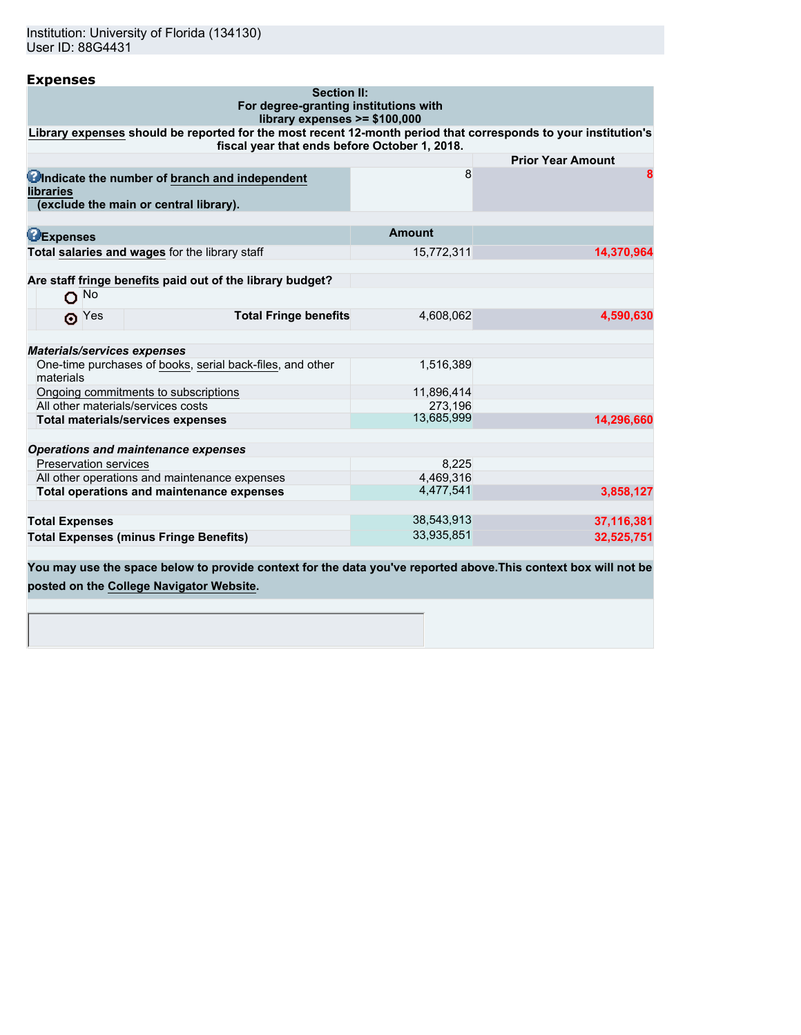Institution: University of Florida (134130)
User ID: 88G4431

## Expenses

| Section II: For degree-granting institutions with library expenses >= $100,000 | | |
|---|---|---|
| **Library expenses should be reported for the most recent 12-month period that corresponds to your institution's fiscal year that ends before October 1, 2018.** | | |
| | | **Prior Year Amount** |
| **Indicate the number of branch and independent libraries (exclude the main or central library).** | 8 | 8 |
| **Expenses** | **Amount** | |
| **Total salaries and wages** for the library staff | 15,772,311 | 14,370,964 |
| **Are staff fringe benefits paid out of the library budget?** | | |
| No | | |
| Yes (selected) — **Total Fringe benefits** | 4,608,062 | 4,590,630 |
| ***Materials/services expenses*** | | |
| One-time purchases of books, serial back-files, and other materials | 1,516,389 | |
| Ongoing commitments to subscriptions | 11,896,414 | |
| All other materials/services costs | 273,196 | |
| **Total materials/services expenses** | 13,685,999 | 14,296,660 |
| ***Operations and maintenance expenses*** | | |
| Preservation services | 8,225 | |
| All other operations and maintenance expenses | 4,469,316 | |
| **Total operations and maintenance expenses** | 4,477,541 | 3,858,127 |
| **Total Expenses** | 38,543,913 | 37,116,381 |
| **Total Expenses (minus Fringe Benefits)** | 33,935,851 | 32,525,751 |

**You may use the space below to provide context for the data you've reported above.This context box will not be posted on the College Navigator Website.**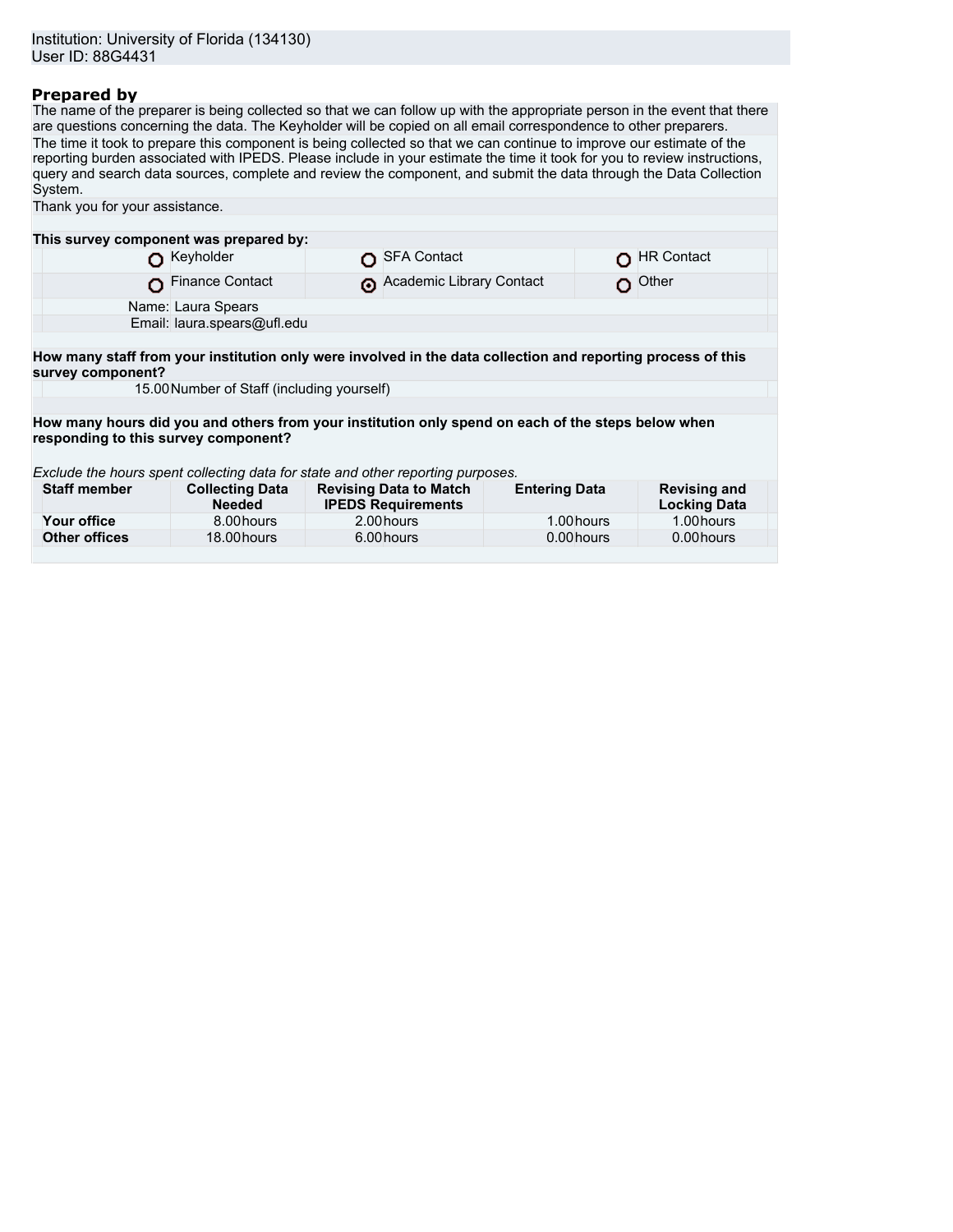Institution: University of Florida (134130)
User ID: 88G4431

## Prepared by

The name of the preparer is being collected so that we can follow up with the appropriate person in the event that there are questions concerning the data. The Keyholder will be copied on all email correspondence to other preparers.

The time it took to prepare this component is being collected so that we can continue to improve our estimate of the reporting burden associated with IPEDS. Please include in your estimate the time it took for you to review instructions, query and search data sources, complete and review the component, and submit the data through the Data Collection System.

Thank you for your assistance.

**This survey component was prepared by:**

| | | |
|---|---|---|
| ○ Keyholder | ○ SFA Contact | ○ HR Contact |
| ○ Finance Contact | ⦿ Academic Library Contact | ○ Other |

Name: Laura Spears
Email: laura.spears@ufl.edu

**How many staff from your institution only were involved in the data collection and reporting process of this survey component?**

15.00 Number of Staff (including yourself)

**How many hours did you and others from your institution only spend on each of the steps below when responding to this survey component?**

*Exclude the hours spent collecting data for state and other reporting purposes.*

| Staff member | Collecting Data Needed | Revising Data to Match IPEDS Requirements | Entering Data | Revising and Locking Data |
|---|---|---|---|---|
| **Your office** | 8.00 hours | 2.00 hours | 1.00 hours | 1.00 hours |
| **Other offices** | 18.00 hours | 6.00 hours | 0.00 hours | 0.00 hours |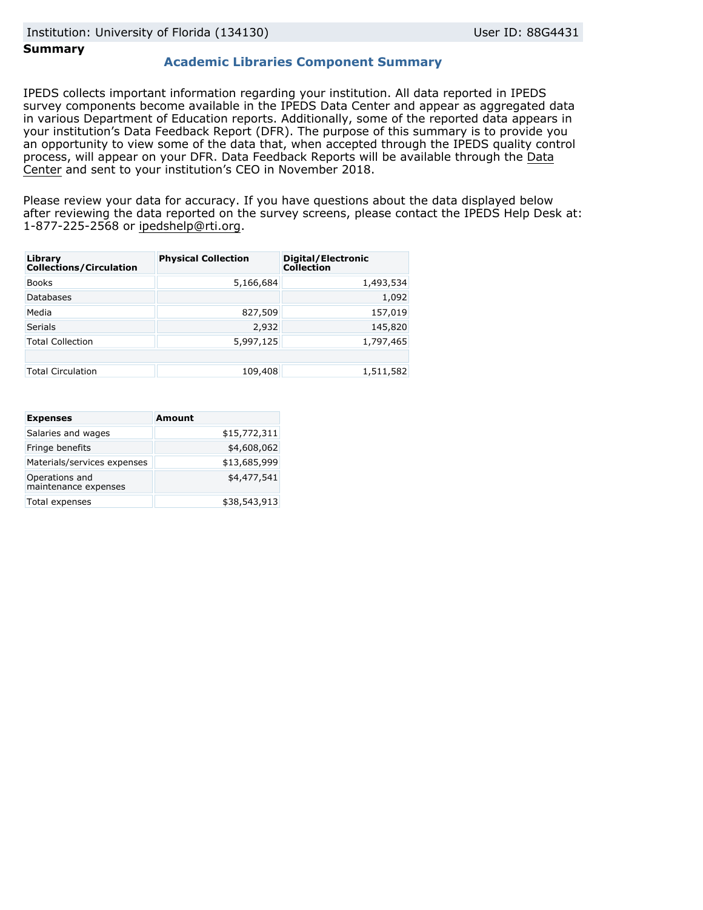Institution: University of Florida (134130) User ID: 88G4431

**Summary**

## Academic Libraries Component Summary

IPEDS collects important information regarding your institution. All data reported in IPEDS survey components become available in the IPEDS Data Center and appear as aggregated data in various Department of Education reports. Additionally, some of the reported data appears in your institution's Data Feedback Report (DFR). The purpose of this summary is to provide you an opportunity to view some of the data that, when accepted through the IPEDS quality control process, will appear on your DFR. Data Feedback Reports will be available through the Data Center and sent to your institution's CEO in November 2018.

Please review your data for accuracy. If you have questions about the data displayed below after reviewing the data reported on the survey screens, please contact the IPEDS Help Desk at: 1-877-225-2568 or ipedshelp@rti.org.

| Library Collections/Circulation | Physical Collection | Digital/Electronic Collection |
|---|---|---|
| Books | 5,166,684 | 1,493,534 |
| Databases | | 1,092 |
| Media | 827,509 | 157,019 |
| Serials | 2,932 | 145,820 |
| Total Collection | 5,997,125 | 1,797,465 |
| | | |
| Total Circulation | 109,408 | 1,511,582 |

| Expenses | Amount |
|---|---|
| Salaries and wages | $15,772,311 |
| Fringe benefits | $4,608,062 |
| Materials/services expenses | $13,685,999 |
| Operations and maintenance expenses | $4,477,541 |
| Total expenses | $38,543,913 |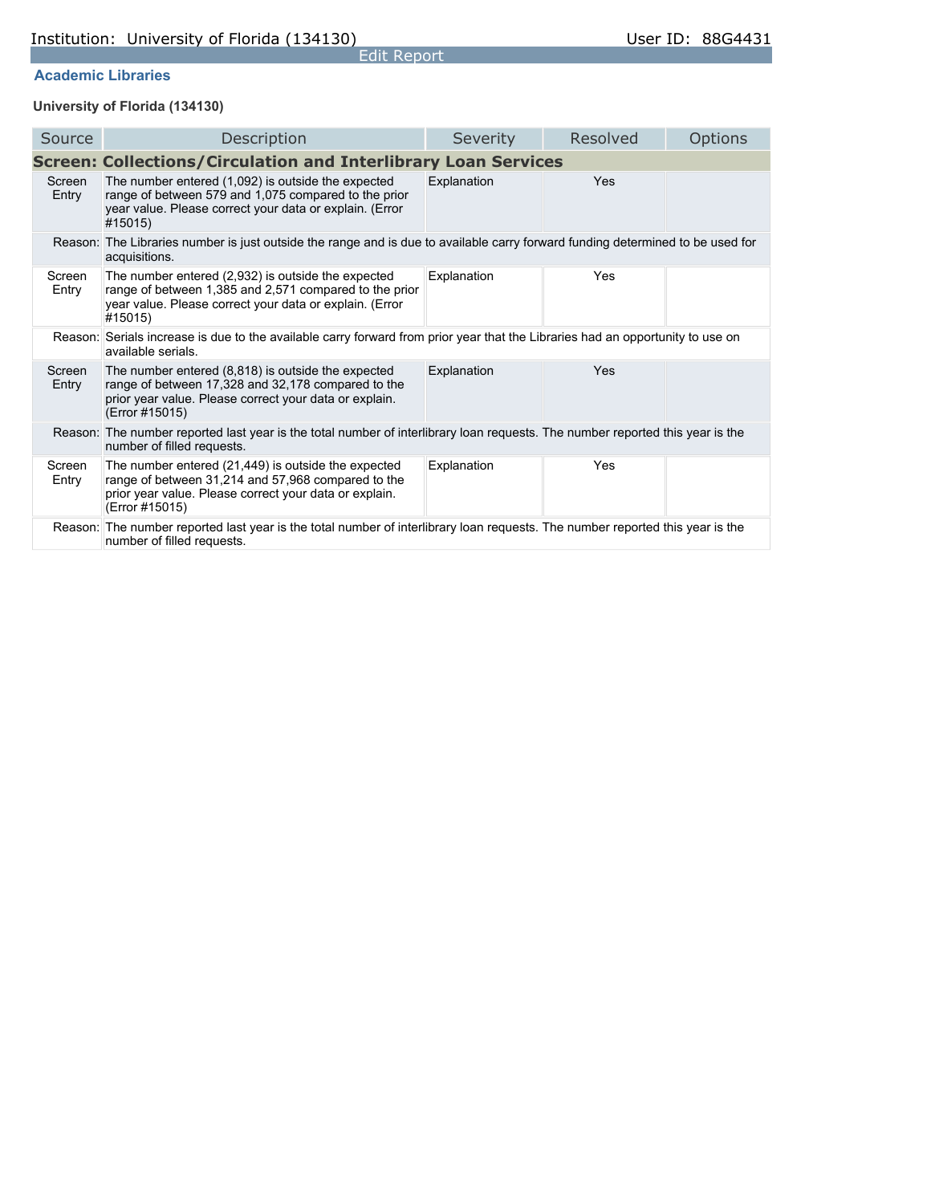Institution: University of Florida (134130) User ID: 88G4431

Edit Report

## Academic Libraries

**University of Florida (134130)**

| Source | Description | Severity | Resolved | Options |
|---|---|---|---|---|
| **Screen: Collections/Circulation and Interlibrary Loan Services** | | | | |
| Screen Entry | The number entered (1,092) is outside the expected range of between 579 and 1,075 compared to the prior year value. Please correct your data or explain. (Error #15015) | Explanation | Yes | |
| Reason: | The Libraries number is just outside the range and is due to available carry forward funding determined to be used for acquisitions. | | | |
| Screen Entry | The number entered (2,932) is outside the expected range of between 1,385 and 2,571 compared to the prior year value. Please correct your data or explain. (Error #15015) | Explanation | Yes | |
| Reason: | Serials increase is due to the available carry forward from prior year that the Libraries had an opportunity to use on available serials. | | | |
| Screen Entry | The number entered (8,818) is outside the expected range of between 17,328 and 32,178 compared to the prior year value. Please correct your data or explain. (Error #15015) | Explanation | Yes | |
| Reason: | The number reported last year is the total number of interlibrary loan requests. The number reported this year is the number of filled requests. | | | |
| Screen Entry | The number entered (21,449) is outside the expected range of between 31,214 and 57,968 compared to the prior year value. Please correct your data or explain. (Error #15015) | Explanation | Yes | |
| Reason: | The number reported last year is the total number of interlibrary loan requests. The number reported this year is the number of filled requests. | | | |